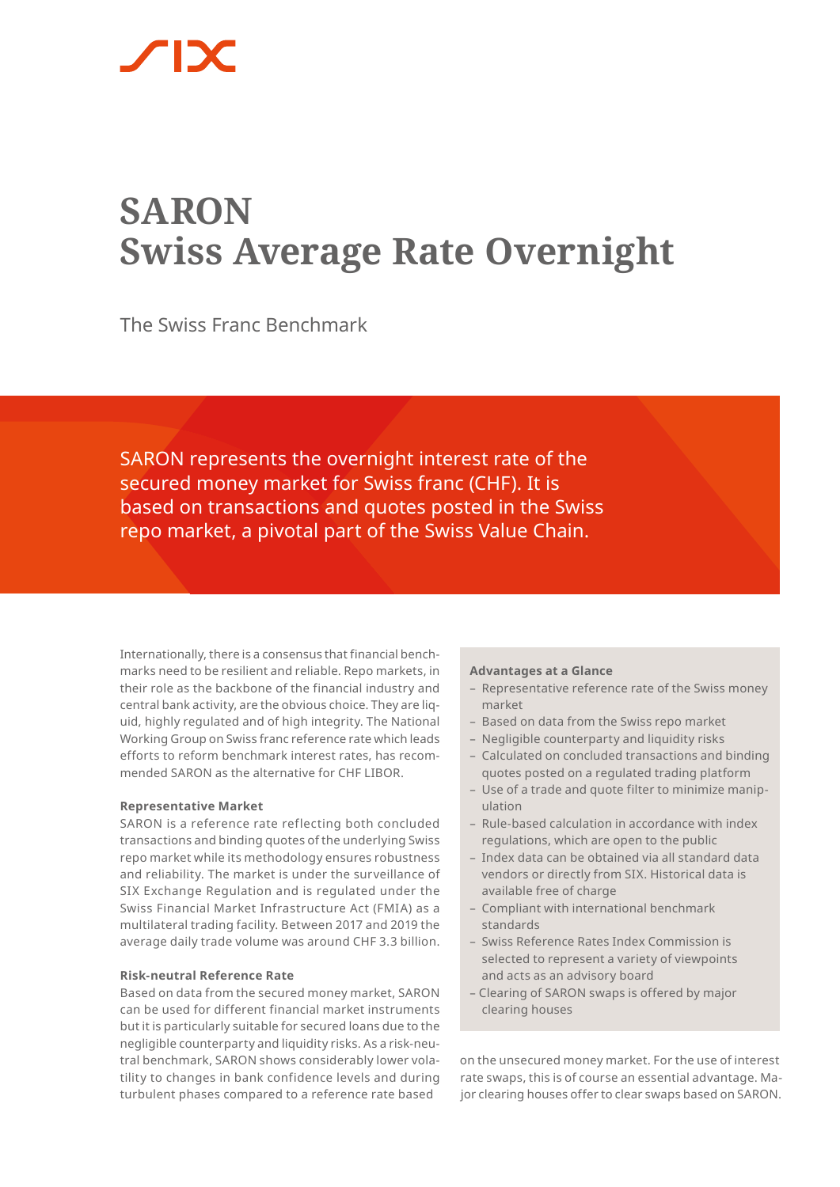# SARON
# Swiss Average Rate Overnight

The Swiss Franc Benchmark

SARON represents the overnight interest rate of the secured money market for Swiss franc (CHF). It is based on transactions and quotes posted in the Swiss repo market, a pivotal part of the Swiss Value Chain.

Internationally, there is a consensus that financial benchmarks need to be resilient and reliable. Repo markets, in their role as the backbone of the financial industry and central bank activity, are the obvious choice. They are liquid, highly regulated and of high integrity. The National Working Group on Swiss franc reference rate which leads efforts to reform benchmark interest rates, has recommended SARON as the alternative for CHF LIBOR.

**Representative Market**
SARON is a reference rate reflecting both concluded transactions and binding quotes of the underlying Swiss repo market while its methodology ensures robustness and reliability. The market is under the surveillance of SIX Exchange Regulation and is regulated under the Swiss Financial Market Infrastructure Act (FMIA) as a multilateral trading facility. Between 2017 and 2019 the average daily trade volume was around CHF 3.3 billion.

**Risk-neutral Reference Rate**
Based on data from the secured money market, SARON can be used for different financial market instruments but it is particularly suitable for secured loans due to the negligible counterparty and liquidity risks. As a risk-neutral benchmark, SARON shows considerably lower volatility to changes in bank confidence levels and during turbulent phases compared to a reference rate based on the unsecured money market. For the use of interest rate swaps, this is of course an essential advantage. Major clearing houses offer to clear swaps based on SARON.

**Advantages at a Glance**

- Representative reference rate of the Swiss money market
- Based on data from the Swiss repo market
- Negligible counterparty and liquidity risks
- Calculated on concluded transactions and binding quotes posted on a regulated trading platform
- Use of a trade and quote filter to minimize manipulation
- Rule-based calculation in accordance with index regulations, which are open to the public
- Index data can be obtained via all standard data vendors or directly from SIX. Historical data is available free of charge
- Compliant with international benchmark standards
- Swiss Reference Rates Index Commission is selected to represent a variety of viewpoints and acts as an advisory board
- Clearing of SARON swaps is offered by major clearing houses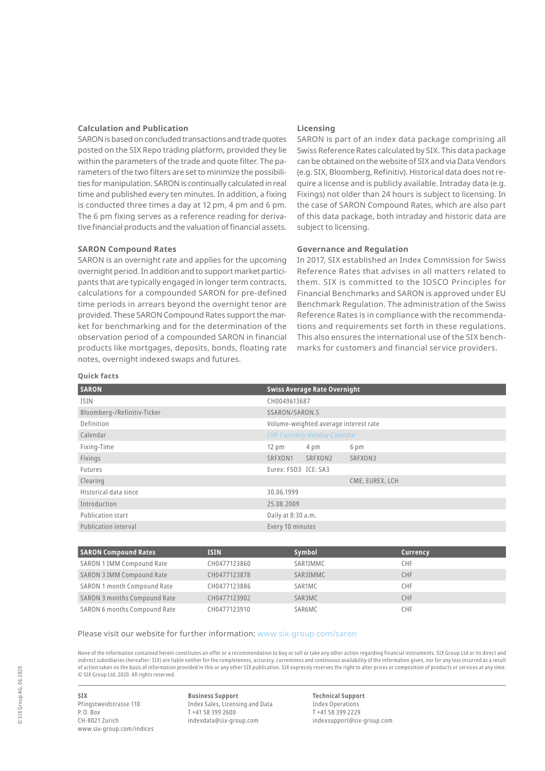### Calculation and Publication

SARON is based on concluded transactions and trade quotes posted on the SIX Repo trading platform, provided they lie within the parameters of the trade and quote filter. The parameters of the two filters are set to minimize the possibilities for manipulation. SARON is continually calculated in real time and published every ten minutes. In addition, a fixing is conducted three times a day at 12 pm, 4 pm and 6 pm. The 6 pm fixing serves as a reference reading for derivative financial products and the valuation of financial assets.

### SARON Compound Rates

SARON is an overnight rate and applies for the upcoming overnight period. In addition and to support market participants that are typically engaged in longer term contracts, calculations for a compounded SARON for pre-defined time periods in arrears beyond the overnight tenor are provided. These SARON Compound Rates support the market for benchmarking and for the determination of the observation period of a compounded SARON in financial products like mortgages, deposits, bonds, floating rate notes, overnight indexed swaps and futures.

### Licensing

SARON is part of an index data package comprising all Swiss Reference Rates calculated by SIX. This data package can be obtained on the website of SIX and via Data Vendors (e.g. SIX, Bloomberg, Refinitiv). Historical data does not require a license and is publicly available. Intraday data (e.g. Fixings) not older than 24 hours is subject to licensing. In the case of SARON Compound Rates, which are also part of this data package, both intraday and historic data are subject to licensing.

### Governance and Regulation

In 2017, SIX established an Index Commission for Swiss Reference Rates that advises in all matters related to them. SIX is committed to the IOSCO Principles for Financial Benchmarks and SARON is approved under EU Benchmark Regulation. The administration of the Swiss Reference Rates is in compliance with the recommendations and requirements set forth in these regulations. This also ensures the international use of the SIX benchmarks for customers and financial service providers.

**Quick facts**

| SARON | Swiss Average Rate Overnight | | |
|---|---|---|---|
| ISIN | CH0049613687 | | |
| Bloomberg-/Refinitiv-Ticker | SSARON/SARON.S | | |
| Definition | Volume-weighted average interest rate | | |
| Calendar | CHF Currency Holiday Calendar | | |
| Fixing-Time | 12 pm | 4 pm | 6 pm |
| Fixings | SRFXON1 | SRFXON2 | SRFXON3 |
| Futures | Eurex: FSO3 | ICE: SA3 | |
| Clearing | | | CME, EUREX, LCH |
| Historical data since | 30.06.1999 | | |
| Introduction | 25.08.2009 | | |
| Publication start | Daily at 8:30 a.m. | | |
| Publication interval | Every 10 minutes | | |

| SARON Compound Rates | ISIN | Symbol | Currency |
|---|---|---|---|
| SARON 1 IMM Compound Rate | CH0477123860 | SAR1IMMC | CHF |
| SARON 3 IMM Compound Rate | CH0477123878 | SAR3IMMC | CHF |
| SARON 1 month Compound Rate | CH0477123886 | SAR1MC | CHF |
| SARON 3 months Compound Rate | CH0477123902 | SAR3MC | CHF |
| SARON 6 months Compound Rate | CH0477123910 | SAR6MC | CHF |

Please visit our website for further information: www.six-group.com/saron

None of the information contained herein constitutes an offer or a recommendation to buy or sell or take any other action regarding financial instruments. SIX Group Ltd or its direct and indirect subsidiaries (hereafter: SIX) are liable neither for the completeness, accuracy, currentness and continuous availability of the information given, nor for any loss incurred as a result of action taken on the basis of information provided in this or any other SIX publication. SIX expressly reserves the right to alter prices or composition of products or services at any time. © SIX Group Ltd, 2020. All rights reserved.

**SIX**
Pfingstweidstrasse 110
P. O. Box
CH-8021 Zurich
www.six-group.com/indices

**Business Support**
Index Sales, Licensing and Data
T +41 58 399 2600
indexdata@six-group.com

**Technical Support**
Index Operations
T +41 58 399 2229
indexsupport@six-group.com